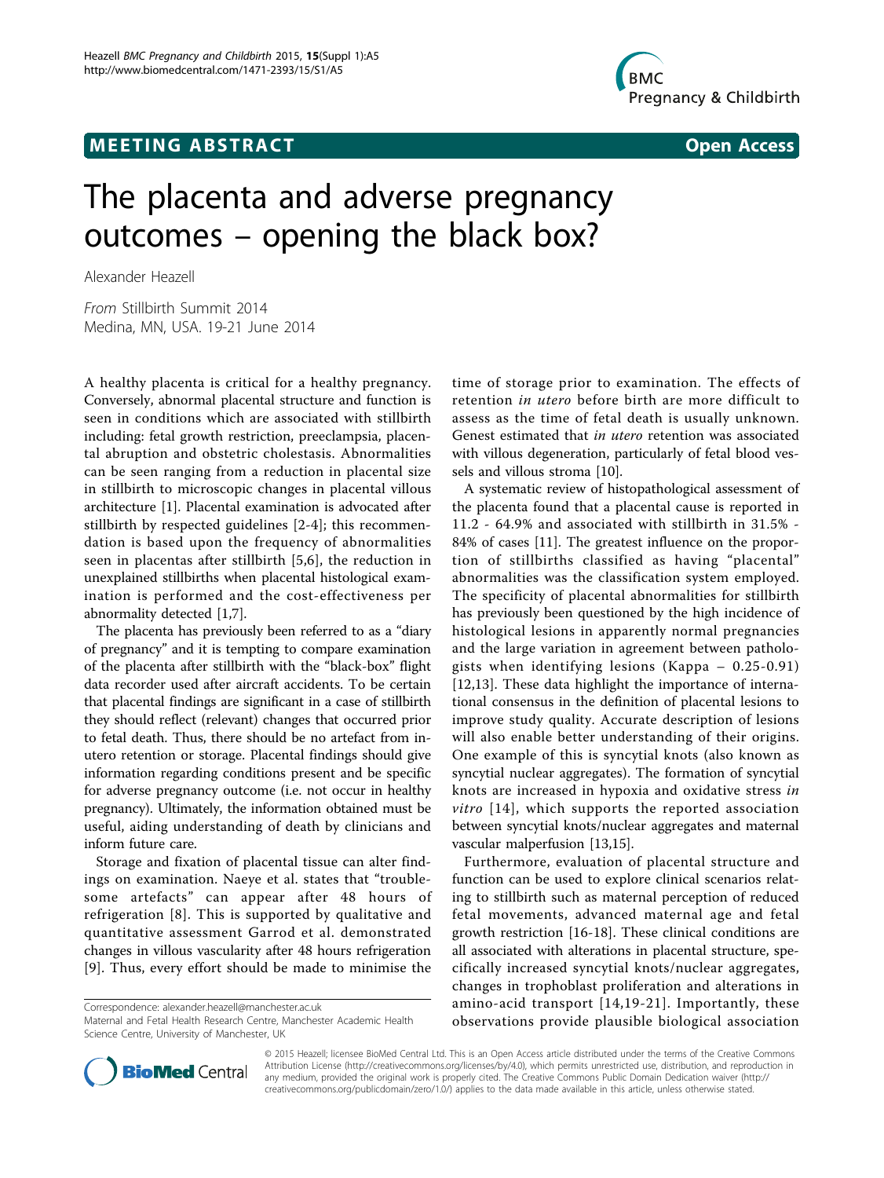MEETING ABSTRACT

Open Access

# The placenta and adverse pregnancy outcomes – opening the black box?

Alexander Heazell

*From* Stillbirth Summit 2014
Medina, MN, USA. 19-21 June 2014

A healthy placenta is critical for a healthy pregnancy. Conversely, abnormal placental structure and function is seen in conditions which are associated with stillbirth including: fetal growth restriction, preeclampsia, placental abruption and obstetric cholestasis. Abnormalities can be seen ranging from a reduction in placental size in stillbirth to microscopic changes in placental villous architecture [1]. Placental examination is advocated after stillbirth by respected guidelines [2-4]; this recommendation is based upon the frequency of abnormalities seen in placentas after stillbirth [5,6], the reduction in unexplained stillbirths when placental histological examination is performed and the cost-effectiveness per abnormality detected [1,7].

The placenta has previously been referred to as a "diary of pregnancy" and it is tempting to compare examination of the placenta after stillbirth with the "black-box" flight data recorder used after aircraft accidents. To be certain that placental findings are significant in a case of stillbirth they should reflect (relevant) changes that occurred prior to fetal death. Thus, there should be no artefact from in-utero retention or storage. Placental findings should give information regarding conditions present and be specific for adverse pregnancy outcome (i.e. not occur in healthy pregnancy). Ultimately, the information obtained must be useful, aiding understanding of death by clinicians and inform future care.

Storage and fixation of placental tissue can alter findings on examination. Naeye et al. states that "troublesome artefacts" can appear after 48 hours of refrigeration [8]. This is supported by qualitative and quantitative assessment Garrod et al. demonstrated changes in villous vascularity after 48 hours refrigeration [9]. Thus, every effort should be made to minimise the time of storage prior to examination. The effects of retention *in utero* before birth are more difficult to assess as the time of fetal death is usually unknown. Genest estimated that *in utero* retention was associated with villous degeneration, particularly of fetal blood vessels and villous stroma [10].

A systematic review of histopathological assessment of the placenta found that a placental cause is reported in 11.2 - 64.9% and associated with stillbirth in 31.5% - 84% of cases [11]. The greatest influence on the proportion of stillbirths classified as having "placental" abnormalities was the classification system employed. The specificity of placental abnormalities for stillbirth has previously been questioned by the high incidence of histological lesions in apparently normal pregnancies and the large variation in agreement between pathologists when identifying lesions (Kappa – 0.25-0.91) [12,13]. These data highlight the importance of international consensus in the definition of placental lesions to improve study quality. Accurate description of lesions will also enable better understanding of their origins. One example of this is syncytial knots (also known as syncytial nuclear aggregates). The formation of syncytial knots are increased in hypoxia and oxidative stress *in vitro* [14], which supports the reported association between syncytial knots/nuclear aggregates and maternal vascular malperfusion [13,15].

Furthermore, evaluation of placental structure and function can be used to explore clinical scenarios relating to stillbirth such as maternal perception of reduced fetal movements, advanced maternal age and fetal growth restriction [16-18]. These clinical conditions are all associated with alterations in placental structure, specifically increased syncytial knots/nuclear aggregates, changes in trophoblast proliferation and alterations in amino-acid transport [14,19-21]. Importantly, these observations provide plausible biological association

Correspondence: alexander.heazell@manchester.ac.uk
Maternal and Fetal Health Research Centre, Manchester Academic Health Science Centre, University of Manchester, UK

© 2015 Heazell; licensee BioMed Central Ltd. This is an Open Access article distributed under the terms of the Creative Commons Attribution License (http://creativecommons.org/licenses/by/4.0), which permits unrestricted use, distribution, and reproduction in any medium, provided the original work is properly cited. The Creative Commons Public Domain Dedication waiver (http://creativecommons.org/publicdomain/zero/1.0/) applies to the data made available in this article, unless otherwise stated.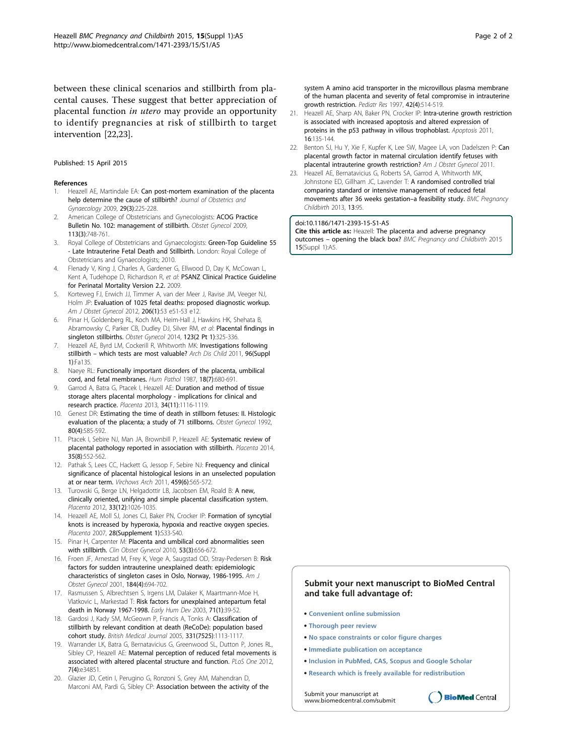between these clinical scenarios and stillbirth from placental causes. These suggest that better appreciation of placental function *in utero* may provide an opportunity to identify pregnancies at risk of stillbirth to target intervention [22,23].

Published: 15 April 2015

## References

1. Heazell AE, Martindale EA: **Can post-mortem examination of the placenta help determine the cause of stillbirth?** *Journal of Obstetrics and Gynaecology* 2009, **29(3)**:225-228.
2. American College of Obstetricians and Gynecologists: **ACOG Practice Bulletin No. 102: management of stillbirth.** *Obstet Gynecol* 2009, **113(3)**:748-761.
3. Royal College of Obstetricians and Gynaecologists: **Green-Top Guideline 55 - Late Intrauterine Fetal Death and Stillbirth.** London: Royal College of Obstetricians and Gynaecologists; 2010.
4. Flenady V, King J, Charles A, Gardener G, Ellwood D, Day K, McCowan L, Kent A, Tudehope D, Richardson R, *et al*: **PSANZ Clinical Practice Guideline for Perinatal Mortality Version 2.2.** 2009.
5. Korteweg FJ, Erwich JJ, Timmer A, van der Meer J, Ravise JM, Veeger NJ, Holm JP: **Evaluation of 1025 fetal deaths: proposed diagnostic workup.** *Am J Obstet Gynecol* 2012, **206(1)**:53 e51-53 e12.
6. Pinar H, Goldenberg RL, Koch MA, Heim-Hall J, Hawkins HK, Shehata B, Abramowsky C, Parker CB, Dudley DJ, Silver RM, *et al*: **Placental findings in singleton stillbirths.** *Obstet Gynecol* 2014, **123(2 Pt 1)**:325-336.
7. Heazell AE, Byrd LM, Cockerill R, Whitworth MK: **Investigations following stillbirth – which tests are most valuable?** *Arch Dis Child* 2011, **96(Suppl 1)**:Fa135.
8. Naeye RL: **Functionally important disorders of the placenta, umbilical cord, and fetal membranes.** *Hum Pathol* 1987, **18(7)**:680-691.
9. Garrod A, Batra G, Ptacek I, Heazell AE: **Duration and method of tissue storage alters placental morphology - implications for clinical and research practice.** *Placenta* 2013, **34(11)**:1116-1119.
10. Genest DR: **Estimating the time of death in stillborn fetuses: II. Histologic evaluation of the placenta; a study of 71 stillborns.** *Obstet Gynecol* 1992, **80(4)**:585-592.
11. Ptacek I, Sebire NJ, Man JA, Brownbill P, Heazell AE: **Systematic review of placental pathology reported in association with stillbirth.** *Placenta* 2014, **35(8)**:552-562.
12. Pathak S, Lees CC, Hackett G, Jessop F, Sebire NJ: **Frequency and clinical significance of placental histological lesions in an unselected population at or near term.** *Virchows Arch* 2011, **459(6)**:565-572.
13. Turowski G, Berge LN, Helgadottir LB, Jacobsen EM, Roald B: **A new, clinically oriented, unifying and simple placental classification system.** *Placenta* 2012, **33(12)**:1026-1035.
14. Heazell AE, Moll SJ, Jones CJ, Baker PN, Crocker IP: **Formation of syncytial knots is increased by hyperoxia, hypoxia and reactive oxygen species.** *Placenta* 2007, **28(Supplement 1)**:S33-S40.
15. Pinar H, Carpenter M: **Placenta and umbilical cord abnormalities seen with stillbirth.** *Clin Obstet Gynecol* 2010, **53(3)**:656-672.
16. Froen JF, Arnestad M, Frey K, Vege A, Saugstad OD, Stray-Pedersen B: **Risk factors for sudden intrauterine unexplained death: epidemiologic characteristics of singleton cases in Oslo, Norway, 1986-1995.** *Am J Obstet Gynecol* 2001, **184(4)**:694-702.
17. Rasmussen S, Albrechtsen S, Irgens LM, Dalaker K, Maartmann-Moe H, Vlatkovic L, Markestad T: **Risk factors for unexplained antepartum fetal death in Norway 1967-1998.** *Early Hum Dev* 2003, **71(1)**:39-52.
18. Gardosi J, Kady SM, McGeown P, Francis A, Tonks A: **Classification of stillbirth by relevant condition at death (ReCoDe): population based cohort study.** *British Medical Journal* 2005, **331(7525)**:1113-1117.
19. Warrander LK, Batra G, Bernatavicius G, Greenwood SL, Dutton P, Jones RL, Sibley CP, Heazell AE: **Maternal perception of reduced fetal movements is associated with altered placental structure and function.** *PLoS One* 2012, **7(4)**:e34851.
20. Glazier JD, Cetin I, Perugino G, Ronzoni S, Grey AM, Mahendran D, Marconi AM, Pardi G, Sibley CP: **Association between the activity of the system A amino acid transporter in the microvillous plasma membrane of the human placenta and severity of fetal compromise in intrauterine growth restriction.** *Pediatr Res* 1997, **42(4)**:514-519.
21. Heazell AE, Sharp AN, Baker PN, Crocker IP: **Intra-uterine growth restriction is associated with increased apoptosis and altered expression of proteins in the p53 pathway in villous trophoblast.** *Apoptosis* 2011, **16**:135-144.
22. Benton SJ, Hu Y, Xie F, Kupfer K, Lee SW, Magee LA, von Dadelszen P: **Can placental growth factor in maternal circulation identify fetuses with placental intrauterine growth restriction?** *Am J Obstet Gynecol* 2011.
23. Heazell AE, Bernatavicius G, Roberts SA, Garrod A, Whitworth MK, Johnstone ED, Gillham JC, Lavender T: **A randomised controlled trial comparing standard or intensive management of reduced fetal movements after 36 weeks gestation–a feasibility study.** *BMC Pregnancy Childbirth* 2013, **13**:95.

doi:10.1186/1471-2393-15-S1-A5

**Cite this article as:** Heazell: The placenta and adverse pregnancy outcomes – opening the black box? *BMC Pregnancy and Childbirth* 2015 **15**(Suppl 1):A5.

**Submit your next manuscript to BioMed Central and take full advantage of:**

- **Convenient online submission**
- **Thorough peer review**
- **No space constraints or color figure charges**
- **Immediate publication on acceptance**
- **Inclusion in PubMed, CAS, Scopus and Google Scholar**
- **Research which is freely available for redistribution**

Submit your manuscript at www.biomedcentral.com/submit

BioMed Central